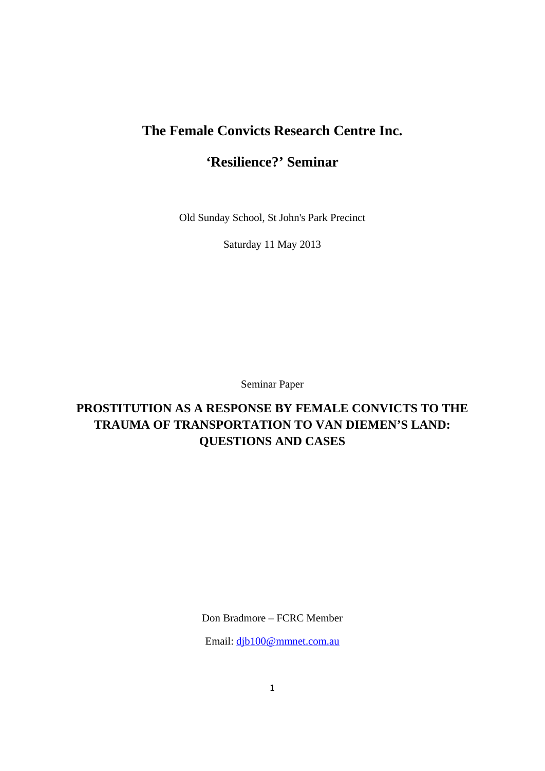# The Female Convicts Research Centre Inc.

## 'Resilience?' Seminar

Old Sunday School, St John's Park Precinct

Saturday 11 May 2013

Seminar Paper

## PROSTITUTION AS A RESPONSE BY FEMALE CONVICTS TO THE TRAUMA OF TRANSPORTATION TO VAN DIEMEN'S LAND: QUESTIONS AND CASES

Don Bradmore – FCRC Member

Email: djb100@mmnet.com.au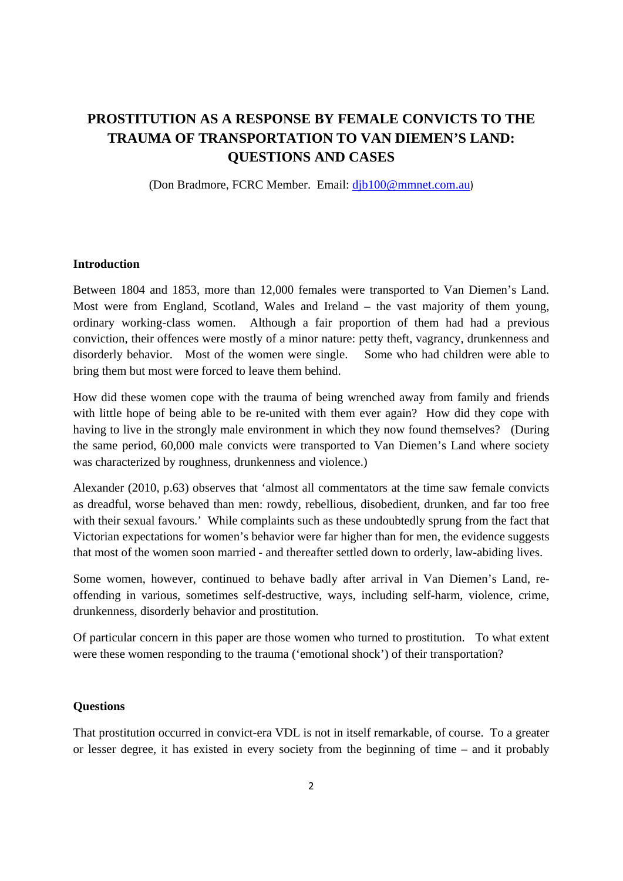# PROSTITUTION AS A RESPONSE BY FEMALE CONVICTS TO THE TRAUMA OF TRANSPORTATION TO VAN DIEMEN'S LAND: QUESTIONS AND CASES

(Don Bradmore, FCRC Member. Email: [djb100@mmnet.com.au](mailto:djb100@mmnet.com.au))

**Introduction**

Between 1804 and 1853, more than 12,000 females were transported to Van Diemen's Land. Most were from England, Scotland, Wales and Ireland – the vast majority of them young, ordinary working-class women. Although a fair proportion of them had had a previous conviction, their offences were mostly of a minor nature: petty theft, vagrancy, drunkenness and disorderly behavior. Most of the women were single. Some who had children were able to bring them but most were forced to leave them behind.

How did these women cope with the trauma of being wrenched away from family and friends with little hope of being able to be re-united with them ever again? How did they cope with having to live in the strongly male environment in which they now found themselves? (During the same period, 60,000 male convicts were transported to Van Diemen's Land where society was characterized by roughness, drunkenness and violence.)

Alexander (2010, p.63) observes that 'almost all commentators at the time saw female convicts as dreadful, worse behaved than men: rowdy, rebellious, disobedient, drunken, and far too free with their sexual favours.' While complaints such as these undoubtedly sprung from the fact that Victorian expectations for women's behavior were far higher than for men, the evidence suggests that most of the women soon married - and thereafter settled down to orderly, law-abiding lives.

Some women, however, continued to behave badly after arrival in Van Diemen's Land, re-offending in various, sometimes self-destructive, ways, including self-harm, violence, crime, drunkenness, disorderly behavior and prostitution.

Of particular concern in this paper are those women who turned to prostitution. To what extent were these women responding to the trauma ('emotional shock') of their transportation?

**Questions**

That prostitution occurred in convict-era VDL is not in itself remarkable, of course. To a greater or lesser degree, it has existed in every society from the beginning of time – and it probably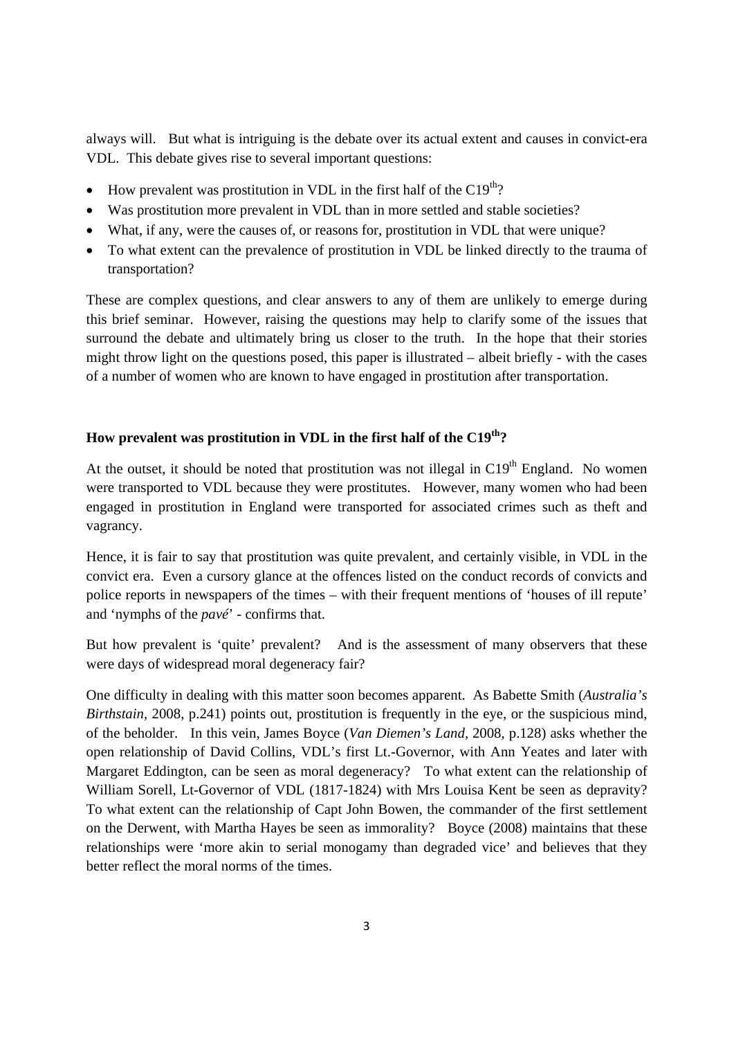always will. But what is intriguing is the debate over its actual extent and causes in convict-era VDL. This debate gives rise to several important questions:

- How prevalent was prostitution in VDL in the first half of the C19[th]?
- Was prostitution more prevalent in VDL than in more settled and stable societies?
- What, if any, were the causes of, or reasons for, prostitution in VDL that were unique?
- To what extent can the prevalence of prostitution in VDL be linked directly to the trauma of transportation?

These are complex questions, and clear answers to any of them are unlikely to emerge during this brief seminar. However, raising the questions may help to clarify some of the issues that surround the debate and ultimately bring us closer to the truth. In the hope that their stories might throw light on the questions posed, this paper is illustrated – albeit briefly - with the cases of a number of women who are known to have engaged in prostitution after transportation.

## How prevalent was prostitution in VDL in the first half of the C19[th]?

At the outset, it should be noted that prostitution was not illegal in C19[th] England. No women were transported to VDL because they were prostitutes. However, many women who had been engaged in prostitution in England were transported for associated crimes such as theft and vagrancy.

Hence, it is fair to say that prostitution was quite prevalent, and certainly visible, in VDL in the convict era. Even a cursory glance at the offences listed on the conduct records of convicts and police reports in newspapers of the times – with their frequent mentions of 'houses of ill repute' and 'nymphs of the *pavé*' - confirms that.

But how prevalent is 'quite' prevalent? And is the assessment of many observers that these were days of widespread moral degeneracy fair?

One difficulty in dealing with this matter soon becomes apparent. As Babette Smith (*Australia's Birthstain*, 2008, p.241) points out, prostitution is frequently in the eye, or the suspicious mind, of the beholder. In this vein, James Boyce (*Van Diemen's Land*, 2008, p.128) asks whether the open relationship of David Collins, VDL's first Lt.-Governor, with Ann Yeates and later with Margaret Eddington, can be seen as moral degeneracy? To what extent can the relationship of William Sorell, Lt-Governor of VDL (1817-1824) with Mrs Louisa Kent be seen as depravity? To what extent can the relationship of Capt John Bowen, the commander of the first settlement on the Derwent, with Martha Hayes be seen as immorality? Boyce (2008) maintains that these relationships were 'more akin to serial monogamy than degraded vice' and believes that they better reflect the moral norms of the times.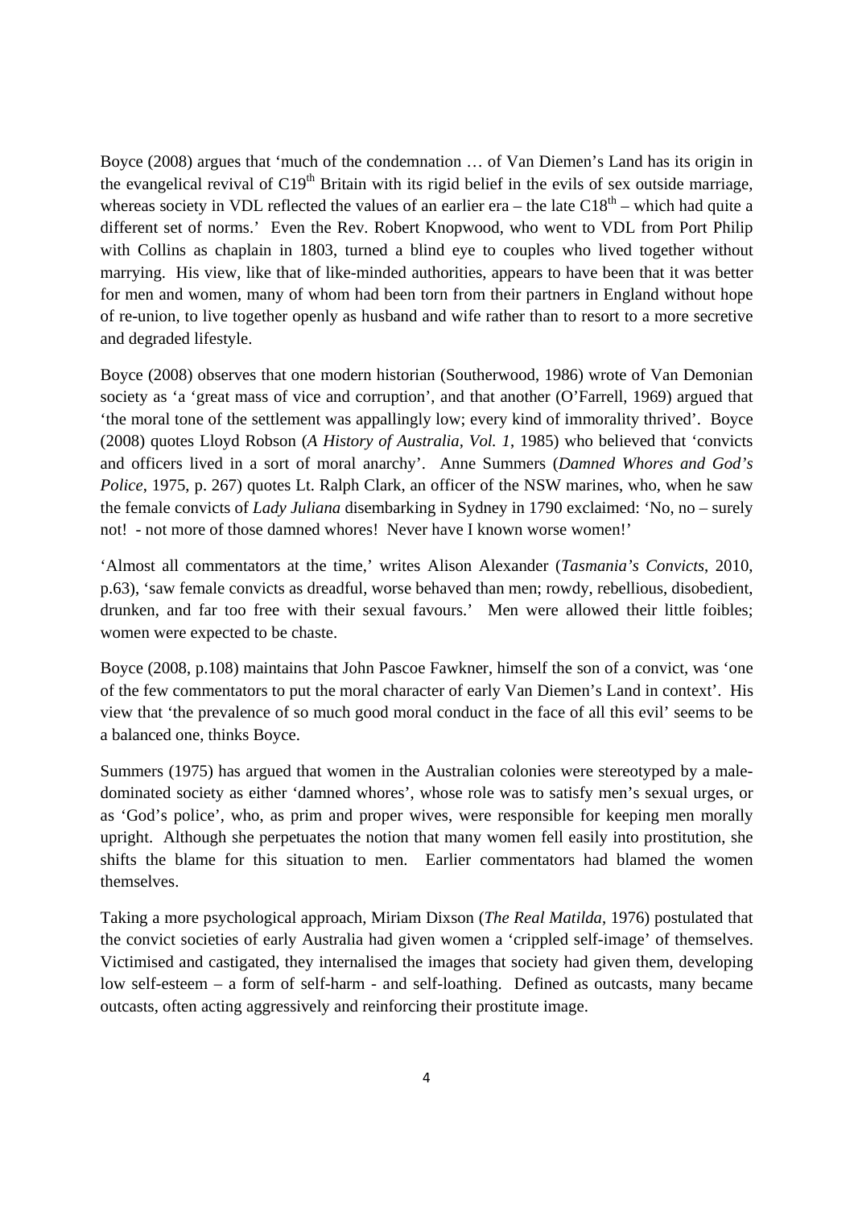Boyce (2008) argues that 'much of the condemnation … of Van Diemen's Land has its origin in the evangelical revival of C19$^{th}$ Britain with its rigid belief in the evils of sex outside marriage, whereas society in VDL reflected the values of an earlier era – the late C18$^{th}$ – which had quite a different set of norms.' Even the Rev. Robert Knopwood, who went to VDL from Port Philip with Collins as chaplain in 1803, turned a blind eye to couples who lived together without marrying. His view, like that of like-minded authorities, appears to have been that it was better for men and women, many of whom had been torn from their partners in England without hope of re-union, to live together openly as husband and wife rather than to resort to a more secretive and degraded lifestyle.

Boyce (2008) observes that one modern historian (Southerwood, 1986) wrote of Van Demonian society as 'a 'great mass of vice and corruption', and that another (O'Farrell, 1969) argued that 'the moral tone of the settlement was appallingly low; every kind of immorality thrived'. Boyce (2008) quotes Lloyd Robson (*A History of Australia, Vol. 1*, 1985) who believed that 'convicts and officers lived in a sort of moral anarchy'. Anne Summers (*Damned Whores and God's Police*, 1975, p. 267) quotes Lt. Ralph Clark, an officer of the NSW marines, who, when he saw the female convicts of *Lady Juliana* disembarking in Sydney in 1790 exclaimed: 'No, no – surely not! - not more of those damned whores! Never have I known worse women!'

'Almost all commentators at the time,' writes Alison Alexander (*Tasmania's Convicts*, 2010, p.63), 'saw female convicts as dreadful, worse behaved than men; rowdy, rebellious, disobedient, drunken, and far too free with their sexual favours.' Men were allowed their little foibles; women were expected to be chaste.

Boyce (2008, p.108) maintains that John Pascoe Fawkner, himself the son of a convict, was 'one of the few commentators to put the moral character of early Van Diemen's Land in context'. His view that 'the prevalence of so much good moral conduct in the face of all this evil' seems to be a balanced one, thinks Boyce.

Summers (1975) has argued that women in the Australian colonies were stereotyped by a male-dominated society as either 'damned whores', whose role was to satisfy men's sexual urges, or as 'God's police', who, as prim and proper wives, were responsible for keeping men morally upright. Although she perpetuates the notion that many women fell easily into prostitution, she shifts the blame for this situation to men. Earlier commentators had blamed the women themselves.

Taking a more psychological approach, Miriam Dixson (*The Real Matilda*, 1976) postulated that the convict societies of early Australia had given women a 'crippled self-image' of themselves. Victimised and castigated, they internalised the images that society had given them, developing low self-esteem – a form of self-harm - and self-loathing. Defined as outcasts, many became outcasts, often acting aggressively and reinforcing their prostitute image.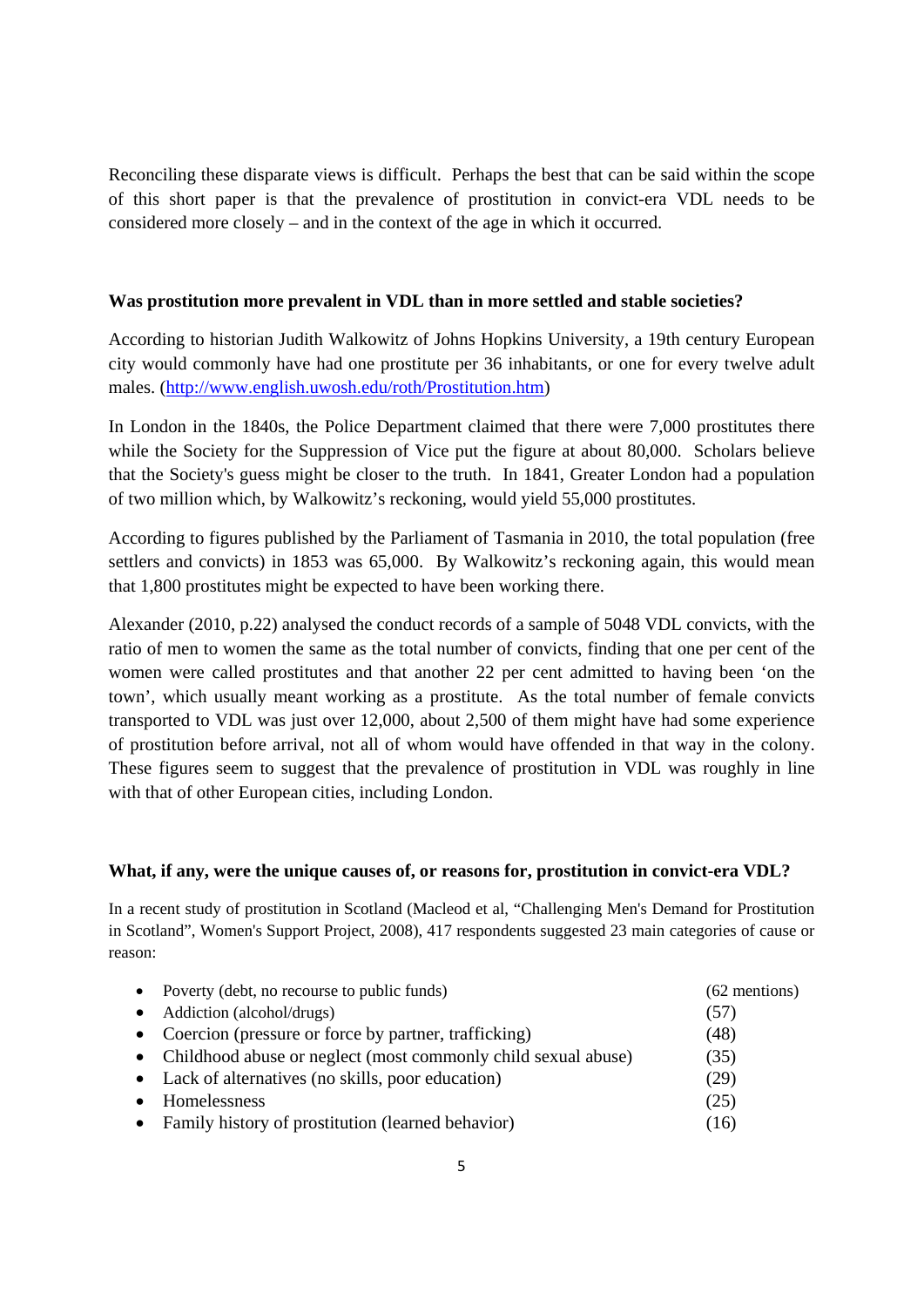Reconciling these disparate views is difficult. Perhaps the best that can be said within the scope of this short paper is that the prevalence of prostitution in convict-era VDL needs to be considered more closely – and in the context of the age in which it occurred.

**Was prostitution more prevalent in VDL than in more settled and stable societies?**

According to historian Judith Walkowitz of Johns Hopkins University, a 19th century European city would commonly have had one prostitute per 36 inhabitants, or one for every twelve adult males. (http://www.english.uwosh.edu/roth/Prostitution.htm)

In London in the 1840s, the Police Department claimed that there were 7,000 prostitutes there while the Society for the Suppression of Vice put the figure at about 80,000. Scholars believe that the Society's guess might be closer to the truth. In 1841, Greater London had a population of two million which, by Walkowitz's reckoning, would yield 55,000 prostitutes.

According to figures published by the Parliament of Tasmania in 2010, the total population (free settlers and convicts) in 1853 was 65,000. By Walkowitz's reckoning again, this would mean that 1,800 prostitutes might be expected to have been working there.

Alexander (2010, p.22) analysed the conduct records of a sample of 5048 VDL convicts, with the ratio of men to women the same as the total number of convicts, finding that one per cent of the women were called prostitutes and that another 22 per cent admitted to having been 'on the town', which usually meant working as a prostitute. As the total number of female convicts transported to VDL was just over 12,000, about 2,500 of them might have had some experience of prostitution before arrival, not all of whom would have offended in that way in the colony. These figures seem to suggest that the prevalence of prostitution in VDL was roughly in line with that of other European cities, including London.

**What, if any, were the unique causes of, or reasons for, prostitution in convict-era VDL?**

In a recent study of prostitution in Scotland (Macleod et al, "Challenging Men's Demand for Prostitution in Scotland", Women's Support Project, 2008), 417 respondents suggested 23 main categories of cause or reason:

- Poverty (debt, no recourse to public funds) (62 mentions)
- Addiction (alcohol/drugs) (57)
- Coercion (pressure or force by partner, trafficking) (48)
- Childhood abuse or neglect (most commonly child sexual abuse) (35)
- Lack of alternatives (no skills, poor education) (29)
- Homelessness (25)
- Family history of prostitution (learned behavior) (16)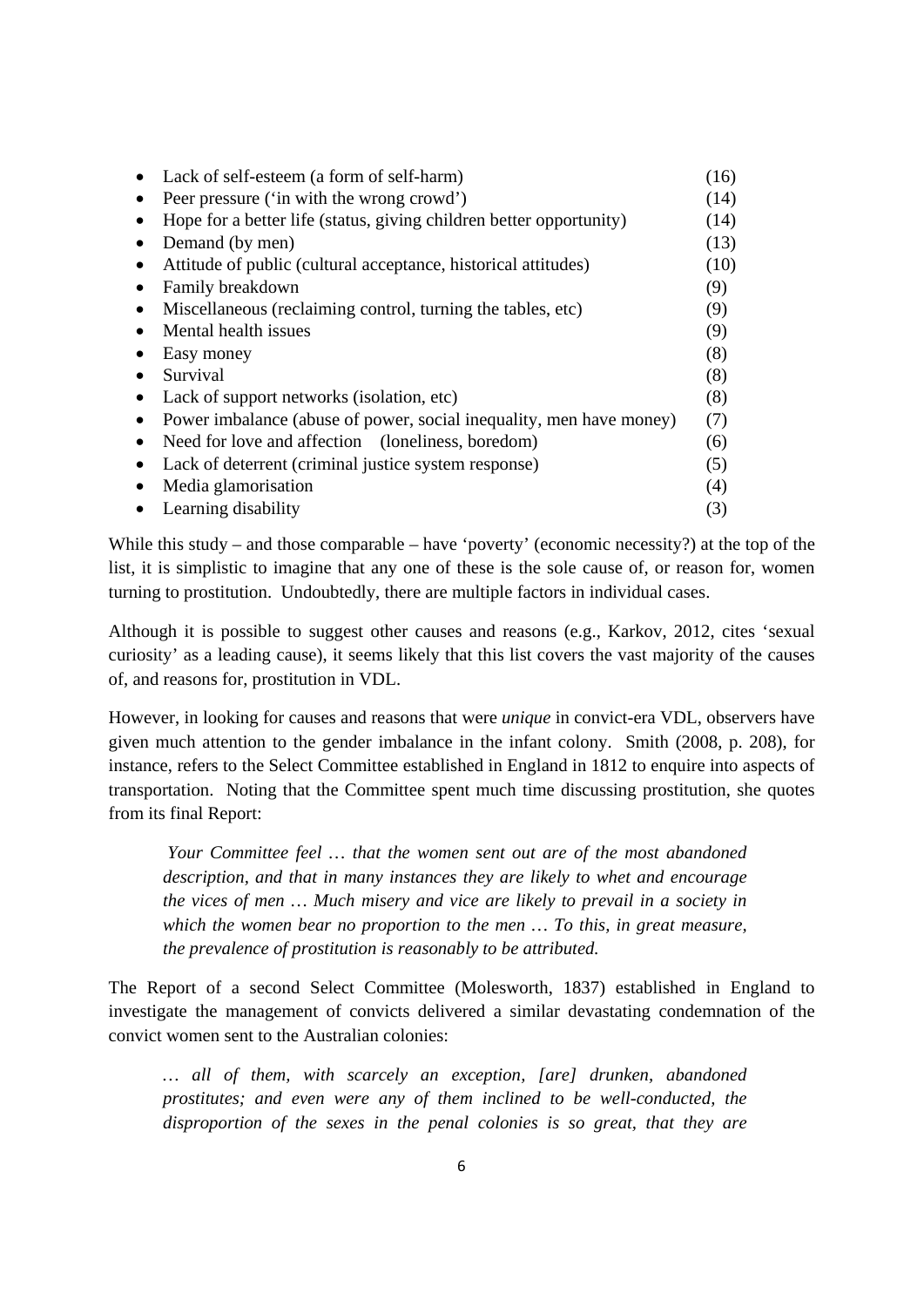- Lack of self-esteem (a form of self-harm) (16)
- Peer pressure ('in with the wrong crowd') (14)
- Hope for a better life (status, giving children better opportunity) (14)
- Demand (by men) (13)
- Attitude of public (cultural acceptance, historical attitudes) (10)
- Family breakdown (9)
- Miscellaneous (reclaiming control, turning the tables, etc) (9)
- Mental health issues (9)
- Easy money (8)
- Survival (8)
- Lack of support networks (isolation, etc) (8)
- Power imbalance (abuse of power, social inequality, men have money) (7)
- Need for love and affection (loneliness, boredom) (6)
- Lack of deterrent (criminal justice system response) (5)
- Media glamorisation (4)
- Learning disability (3)

While this study – and those comparable – have 'poverty' (economic necessity?) at the top of the list, it is simplistic to imagine that any one of these is the sole cause of, or reason for, women turning to prostitution. Undoubtedly, there are multiple factors in individual cases.

Although it is possible to suggest other causes and reasons (e.g., Karkov, 2012, cites 'sexual curiosity' as a leading cause), it seems likely that this list covers the vast majority of the causes of, and reasons for, prostitution in VDL.

However, in looking for causes and reasons that were *unique* in convict-era VDL, observers have given much attention to the gender imbalance in the infant colony. Smith (2008, p. 208), for instance, refers to the Select Committee established in England in 1812 to enquire into aspects of transportation. Noting that the Committee spent much time discussing prostitution, she quotes from its final Report:

> *Your Committee feel … that the women sent out are of the most abandoned description, and that in many instances they are likely to whet and encourage the vices of men … Much misery and vice are likely to prevail in a society in which the women bear no proportion to the men … To this, in great measure, the prevalence of prostitution is reasonably to be attributed.*

The Report of a second Select Committee (Molesworth, 1837) established in England to investigate the management of convicts delivered a similar devastating condemnation of the convict women sent to the Australian colonies:

> *… all of them, with scarcely an exception, [are] drunken, abandoned prostitutes; and even were any of them inclined to be well-conducted, the disproportion of the sexes in the penal colonies is so great, that they are*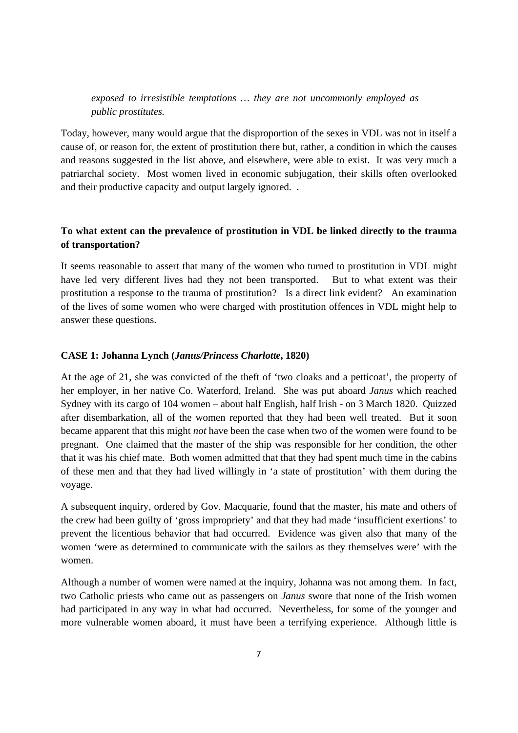*exposed to irresistible temptations … they are not uncommonly employed as public prostitutes.*

Today, however, many would argue that the disproportion of the sexes in VDL was not in itself a cause of, or reason for, the extent of prostitution there but, rather, a condition in which the causes and reasons suggested in the list above, and elsewhere, were able to exist. It was very much a patriarchal society. Most women lived in economic subjugation, their skills often overlooked and their productive capacity and output largely ignored. .

**To what extent can the prevalence of prostitution in VDL be linked directly to the trauma of transportation?**

It seems reasonable to assert that many of the women who turned to prostitution in VDL might have led very different lives had they not been transported. But to what extent was their prostitution a response to the trauma of prostitution? Is a direct link evident? An examination of the lives of some women who were charged with prostitution offences in VDL might help to answer these questions.

**CASE 1: Johanna Lynch (*Janus/Princess Charlotte*, 1820)**

At the age of 21, she was convicted of the theft of 'two cloaks and a petticoat', the property of her employer, in her native Co. Waterford, Ireland. She was put aboard *Janus* which reached Sydney with its cargo of 104 women – about half English, half Irish - on 3 March 1820. Quizzed after disembarkation, all of the women reported that they had been well treated. But it soon became apparent that this might *not* have been the case when two of the women were found to be pregnant. One claimed that the master of the ship was responsible for her condition, the other that it was his chief mate. Both women admitted that that they had spent much time in the cabins of these men and that they had lived willingly in 'a state of prostitution' with them during the voyage.

A subsequent inquiry, ordered by Gov. Macquarie, found that the master, his mate and others of the crew had been guilty of 'gross impropriety' and that they had made 'insufficient exertions' to prevent the licentious behavior that had occurred. Evidence was given also that many of the women 'were as determined to communicate with the sailors as they themselves were' with the women.

Although a number of women were named at the inquiry, Johanna was not among them. In fact, two Catholic priests who came out as passengers on *Janus* swore that none of the Irish women had participated in any way in what had occurred. Nevertheless, for some of the younger and more vulnerable women aboard, it must have been a terrifying experience. Although little is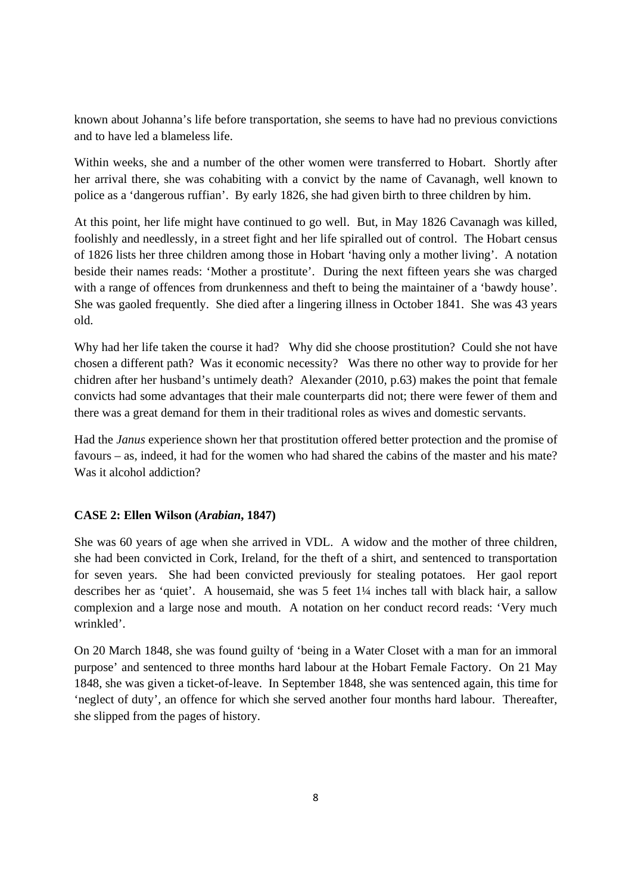known about Johanna's life before transportation, she seems to have had no previous convictions and to have led a blameless life.

Within weeks, she and a number of the other women were transferred to Hobart. Shortly after her arrival there, she was cohabiting with a convict by the name of Cavanagh, well known to police as a 'dangerous ruffian'. By early 1826, she had given birth to three children by him.

At this point, her life might have continued to go well. But, in May 1826 Cavanagh was killed, foolishly and needlessly, in a street fight and her life spiralled out of control. The Hobart census of 1826 lists her three children among those in Hobart 'having only a mother living'. A notation beside their names reads: 'Mother a prostitute'. During the next fifteen years she was charged with a range of offences from drunkenness and theft to being the maintainer of a 'bawdy house'. She was gaoled frequently. She died after a lingering illness in October 1841. She was 43 years old.

Why had her life taken the course it had? Why did she choose prostitution? Could she not have chosen a different path? Was it economic necessity? Was there no other way to provide for her chidren after her husband's untimely death? Alexander (2010, p.63) makes the point that female convicts had some advantages that their male counterparts did not; there were fewer of them and there was a great demand for them in their traditional roles as wives and domestic servants.

Had the *Janus* experience shown her that prostitution offered better protection and the promise of favours – as, indeed, it had for the women who had shared the cabins of the master and his mate? Was it alcohol addiction?

**CASE 2: Ellen Wilson (*Arabian*, 1847)**

She was 60 years of age when she arrived in VDL. A widow and the mother of three children, she had been convicted in Cork, Ireland, for the theft of a shirt, and sentenced to transportation for seven years. She had been convicted previously for stealing potatoes. Her gaol report describes her as 'quiet'. A housemaid, she was 5 feet 1¼ inches tall with black hair, a sallow complexion and a large nose and mouth. A notation on her conduct record reads: 'Very much wrinkled'.

On 20 March 1848, she was found guilty of 'being in a Water Closet with a man for an immoral purpose' and sentenced to three months hard labour at the Hobart Female Factory. On 21 May 1848, she was given a ticket-of-leave. In September 1848, she was sentenced again, this time for 'neglect of duty', an offence for which she served another four months hard labour. Thereafter, she slipped from the pages of history.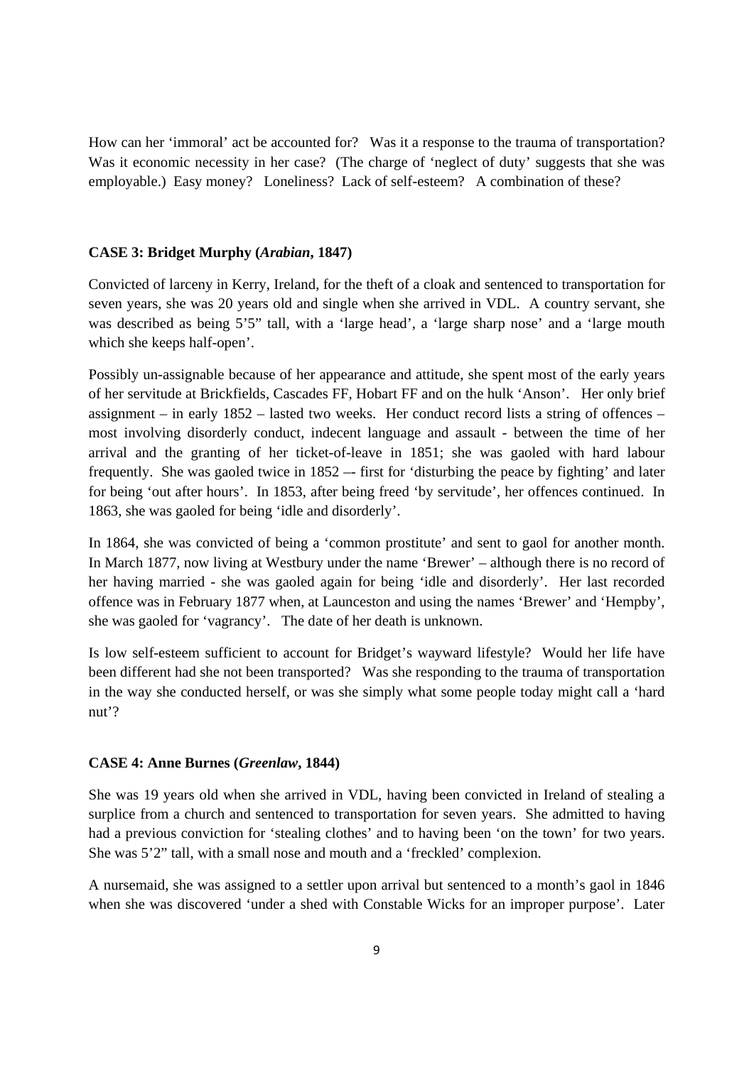How can her 'immoral' act be accounted for? Was it a response to the trauma of transportation? Was it economic necessity in her case? (The charge of 'neglect of duty' suggests that she was employable.) Easy money? Loneliness? Lack of self-esteem? A combination of these?

### CASE 3: Bridget Murphy (*Arabian*, 1847)

Convicted of larceny in Kerry, Ireland, for the theft of a cloak and sentenced to transportation for seven years, she was 20 years old and single when she arrived in VDL. A country servant, she was described as being 5'5" tall, with a 'large head', a 'large sharp nose' and a 'large mouth which she keeps half-open'.

Possibly un-assignable because of her appearance and attitude, she spent most of the early years of her servitude at Brickfields, Cascades FF, Hobart FF and on the hulk 'Anson'. Her only brief assignment – in early 1852 – lasted two weeks. Her conduct record lists a string of offences – most involving disorderly conduct, indecent language and assault - between the time of her arrival and the granting of her ticket-of-leave in 1851; she was gaoled with hard labour frequently. She was gaoled twice in 1852 –- first for 'disturbing the peace by fighting' and later for being 'out after hours'. In 1853, after being freed 'by servitude', her offences continued. In 1863, she was gaoled for being 'idle and disorderly'.

In 1864, she was convicted of being a 'common prostitute' and sent to gaol for another month. In March 1877, now living at Westbury under the name 'Brewer' – although there is no record of her having married - she was gaoled again for being 'idle and disorderly'. Her last recorded offence was in February 1877 when, at Launceston and using the names 'Brewer' and 'Hempby', she was gaoled for 'vagrancy'. The date of her death is unknown.

Is low self-esteem sufficient to account for Bridget's wayward lifestyle? Would her life have been different had she not been transported? Was she responding to the trauma of transportation in the way she conducted herself, or was she simply what some people today might call a 'hard nut'?

### CASE 4: Anne Burnes (*Greenlaw*, 1844)

She was 19 years old when she arrived in VDL, having been convicted in Ireland of stealing a surplice from a church and sentenced to transportation for seven years. She admitted to having had a previous conviction for 'stealing clothes' and to having been 'on the town' for two years. She was 5'2" tall, with a small nose and mouth and a 'freckled' complexion.

A nursemaid, she was assigned to a settler upon arrival but sentenced to a month's gaol in 1846 when she was discovered 'under a shed with Constable Wicks for an improper purpose'. Later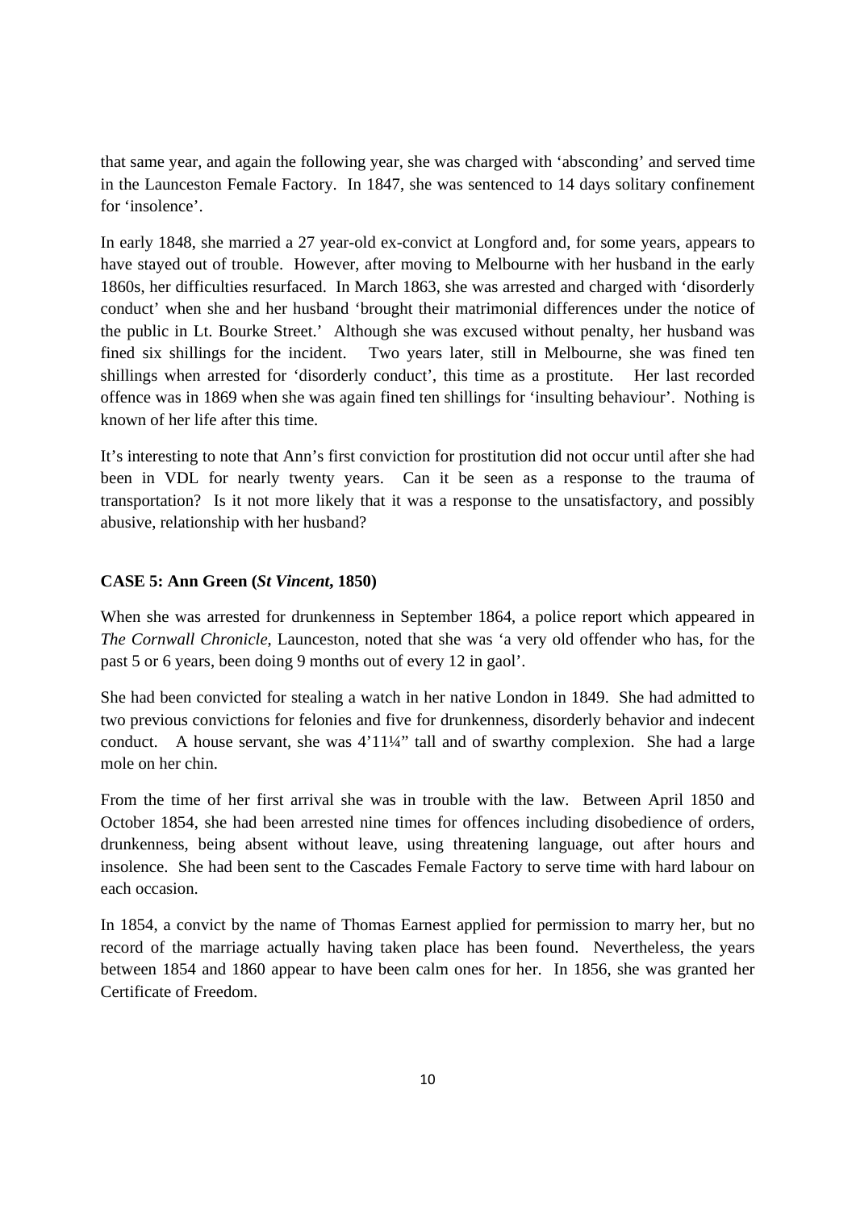that same year, and again the following year, she was charged with 'absconding' and served time in the Launceston Female Factory. In 1847, she was sentenced to 14 days solitary confinement for 'insolence'.

In early 1848, she married a 27 year-old ex-convict at Longford and, for some years, appears to have stayed out of trouble. However, after moving to Melbourne with her husband in the early 1860s, her difficulties resurfaced. In March 1863, she was arrested and charged with 'disorderly conduct' when she and her husband 'brought their matrimonial differences under the notice of the public in Lt. Bourke Street.' Although she was excused without penalty, her husband was fined six shillings for the incident. Two years later, still in Melbourne, she was fined ten shillings when arrested for 'disorderly conduct', this time as a prostitute. Her last recorded offence was in 1869 when she was again fined ten shillings for 'insulting behaviour'. Nothing is known of her life after this time.

It's interesting to note that Ann's first conviction for prostitution did not occur until after she had been in VDL for nearly twenty years. Can it be seen as a response to the trauma of transportation? Is it not more likely that it was a response to the unsatisfactory, and possibly abusive, relationship with her husband?

**CASE 5: Ann Green (*St Vincent*, 1850)**

When she was arrested for drunkenness in September 1864, a police report which appeared in *The Cornwall Chronicle*, Launceston, noted that she was 'a very old offender who has, for the past 5 or 6 years, been doing 9 months out of every 12 in gaol'.

She had been convicted for stealing a watch in her native London in 1849. She had admitted to two previous convictions for felonies and five for drunkenness, disorderly behavior and indecent conduct. A house servant, she was 4'11¼" tall and of swarthy complexion. She had a large mole on her chin.

From the time of her first arrival she was in trouble with the law. Between April 1850 and October 1854, she had been arrested nine times for offences including disobedience of orders, drunkenness, being absent without leave, using threatening language, out after hours and insolence. She had been sent to the Cascades Female Factory to serve time with hard labour on each occasion.

In 1854, a convict by the name of Thomas Earnest applied for permission to marry her, but no record of the marriage actually having taken place has been found. Nevertheless, the years between 1854 and 1860 appear to have been calm ones for her. In 1856, she was granted her Certificate of Freedom.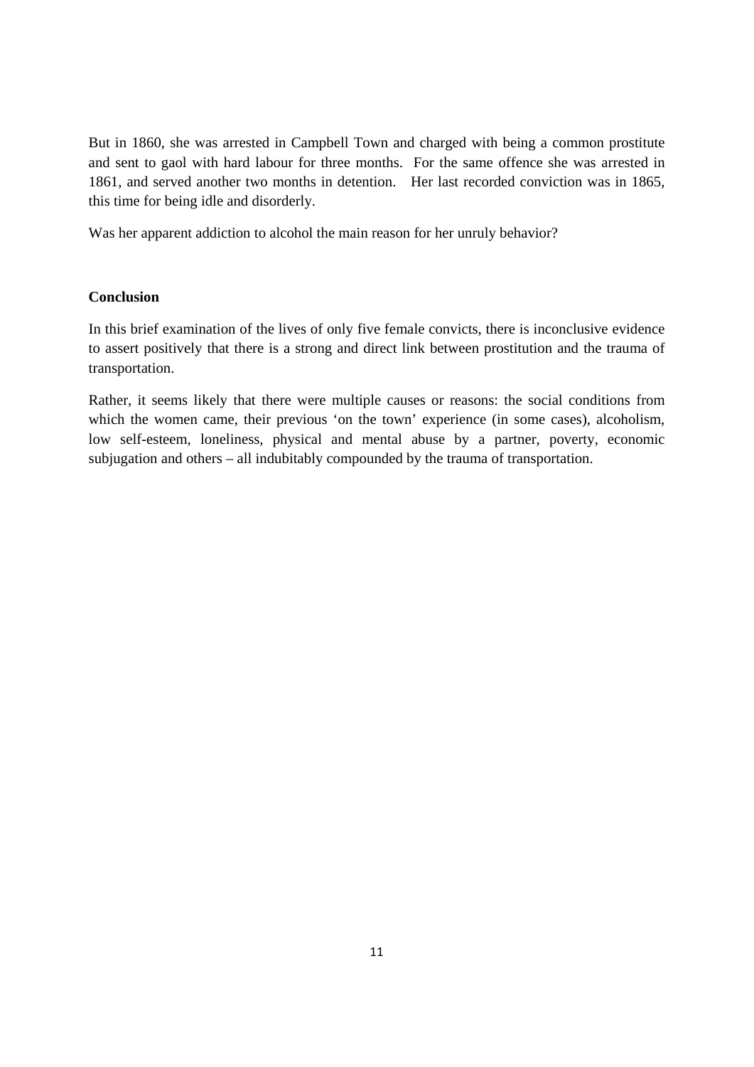But in 1860, she was arrested in Campbell Town and charged with being a common prostitute and sent to gaol with hard labour for three months. For the same offence she was arrested in 1861, and served another two months in detention. Her last recorded conviction was in 1865, this time for being idle and disorderly.

Was her apparent addiction to alcohol the main reason for her unruly behavior?

**Conclusion**

In this brief examination of the lives of only five female convicts, there is inconclusive evidence to assert positively that there is a strong and direct link between prostitution and the trauma of transportation.

Rather, it seems likely that there were multiple causes or reasons: the social conditions from which the women came, their previous 'on the town' experience (in some cases), alcoholism, low self-esteem, loneliness, physical and mental abuse by a partner, poverty, economic subjugation and others – all indubitably compounded by the trauma of transportation.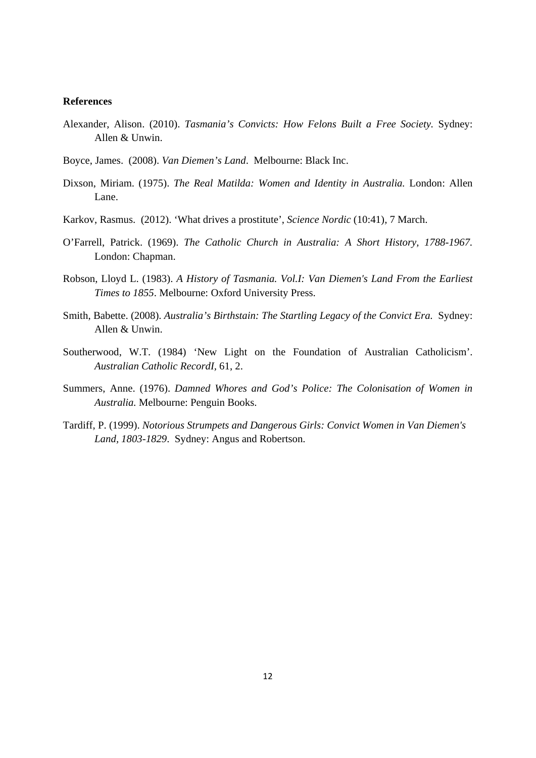**References**

Alexander, Alison. (2010). *Tasmania's Convicts: How Felons Built a Free Society.* Sydney: Allen & Unwin.

Boyce, James. (2008). *Van Diemen's Land*. Melbourne: Black Inc.

Dixson, Miriam. (1975). *The Real Matilda: Women and Identity in Australia.* London: Allen Lane.

Karkov, Rasmus. (2012). 'What drives a prostitute', *Science Nordic* (10:41), 7 March.

O'Farrell, Patrick. (1969). *The Catholic Church in Australia: A Short History, 1788-1967.* London: Chapman.

Robson, Lloyd L. (1983). *A History of Tasmania. Vol.I: Van Diemen's Land From the Earliest Times to 1855*. Melbourne: Oxford University Press.

Smith, Babette. (2008). *Australia's Birthstain: The Startling Legacy of the Convict Era.* Sydney: Allen & Unwin.

Southerwood, W.T. (1984) 'New Light on the Foundation of Australian Catholicism'. *Australian Catholic RecordI,* 61, 2.

Summers, Anne. (1976). *Damned Whores and God's Police: The Colonisation of Women in Australia.* Melbourne: Penguin Books.

Tardiff, P. (1999). *Notorious Strumpets and Dangerous Girls: Convict Women in Van Diemen's Land, 1803-1829*. Sydney: Angus and Robertson.